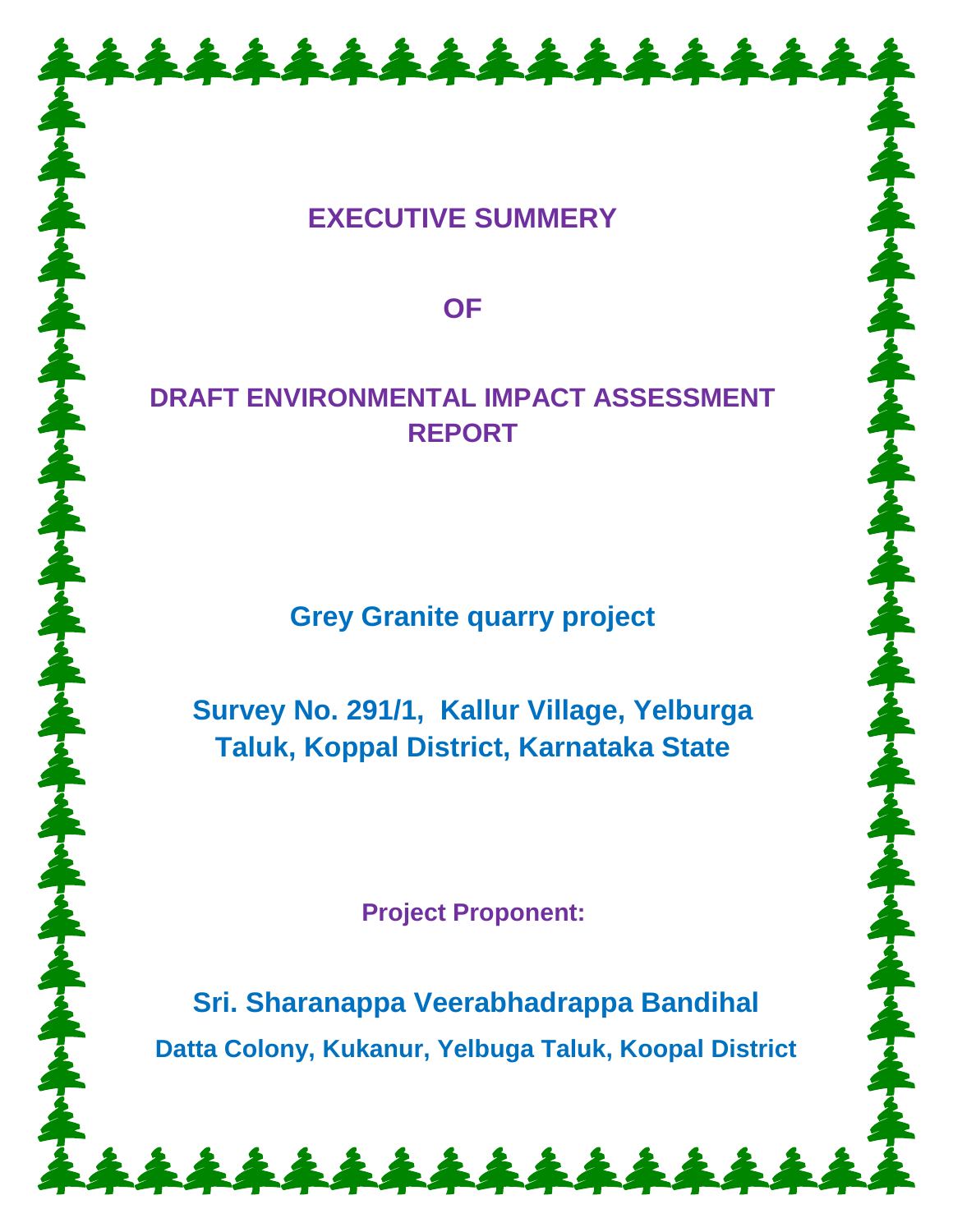# EXECUTIVE SUMMERY

# OF

# DRAFT ENVIRONMENTAL IMPACT ASSESSMENT REPORT

## Grey Granite quarry project

## Survey No. 291/1, Kallur Village, Yelburga Taluk, Koppal District, Karnataka State

**Project Proponent:**

## Sri. Sharanappa Veerabhadrappa Bandihal

**Datta Colony, Kukanur, Yelbuga Taluk, Koopal District**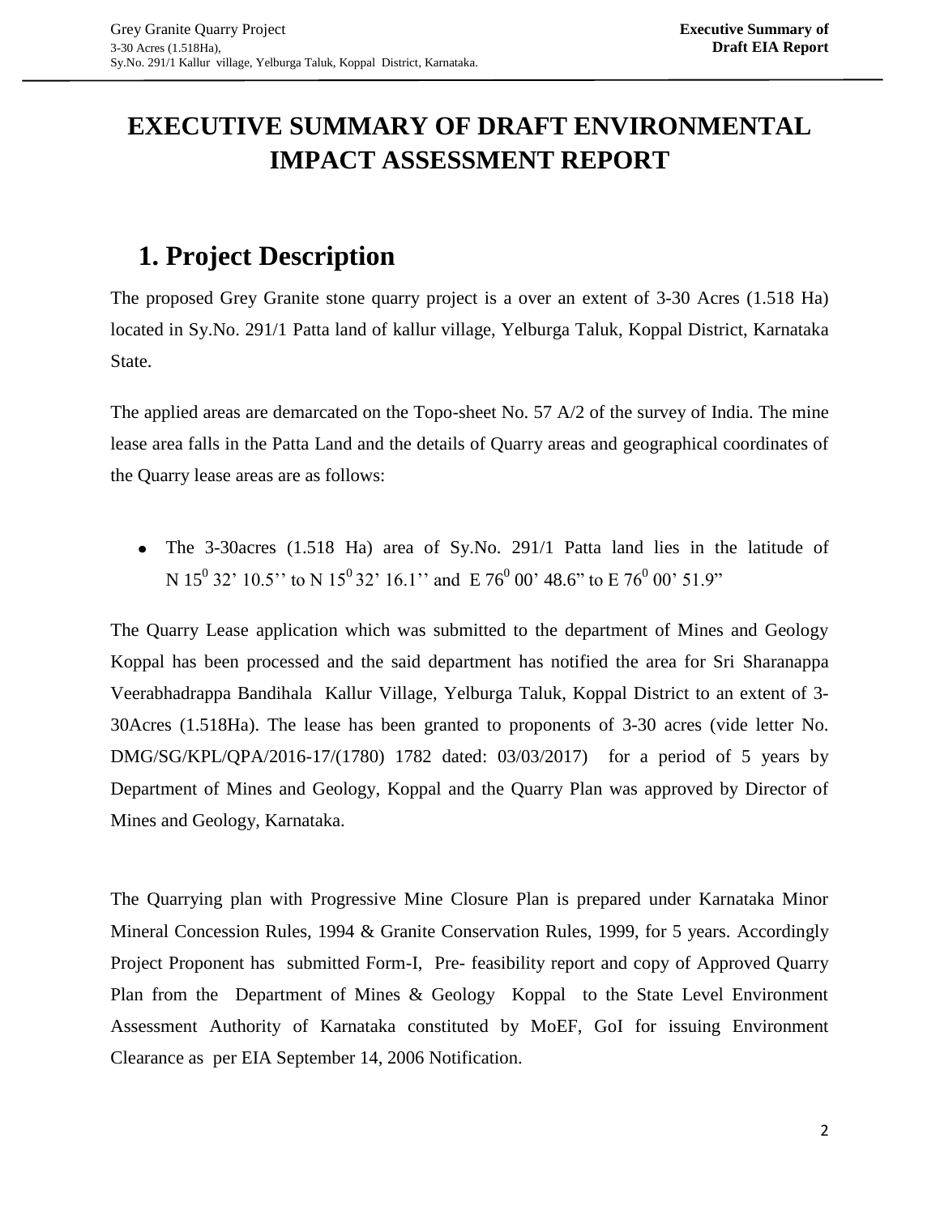# EXECUTIVE SUMMARY OF DRAFT ENVIRONMENTAL IMPACT ASSESSMENT REPORT

## 1. Project Description

The proposed Grey Granite stone quarry project is a over an extent of 3-30 Acres (1.518 Ha) located in Sy.No. 291/1 Patta land of kallur village, Yelburga Taluk, Koppal District, Karnataka State.

The applied areas are demarcated on the Topo-sheet No. 57 A/2 of the survey of India. The mine lease area falls in the Patta Land and the details of Quarry areas and geographical coordinates of the Quarry lease areas are as follows:

- The 3-30acres (1.518 Ha) area of Sy.No. 291/1 Patta land lies in the latitude of N $15^0$ 32' 10.5'' to N $15^0$ 32' 16.1'' and E $76^0$ 00' 48.6" to E $76^0$ 00' 51.9"

The Quarry Lease application which was submitted to the department of Mines and Geology Koppal has been processed and the said department has notified the area for Sri Sharanappa Veerabhadrappa Bandihala Kallur Village, Yelburga Taluk, Koppal District to an extent of 3-30Acres (1.518Ha). The lease has been granted to proponents of 3-30 acres (vide letter No. DMG/SG/KPL/QPA/2016-17/(1780) 1782 dated: 03/03/2017) for a period of 5 years by Department of Mines and Geology, Koppal and the Quarry Plan was approved by Director of Mines and Geology, Karnataka.

The Quarrying plan with Progressive Mine Closure Plan is prepared under Karnataka Minor Mineral Concession Rules, 1994 & Granite Conservation Rules, 1999, for 5 years. Accordingly Project Proponent has submitted Form-I, Pre- feasibility report and copy of Approved Quarry Plan from the Department of Mines & Geology Koppal to the State Level Environment Assessment Authority of Karnataka constituted by MoEF, GoI for issuing Environment Clearance as per EIA September 14, 2006 Notification.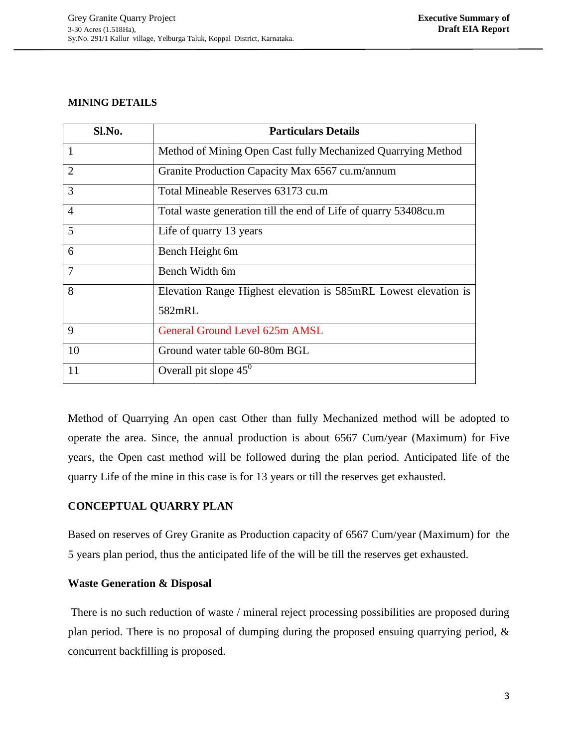**MINING DETAILS**

| Sl.No. | Particulars Details |
|---|---|
| 1 | Method of Mining Open Cast fully Mechanized Quarrying Method |
| 2 | Granite Production Capacity Max 6567 cu.m/annum |
| 3 | Total Mineable Reserves 63173 cu.m |
| 4 | Total waste generation till the end of Life of quarry 53408cu.m |
| 5 | Life of quarry 13 years |
| 6 | Bench Height 6m |
| 7 | Bench Width 6m |
| 8 | Elevation Range Highest elevation is 585mRL Lowest elevation is 582mRL |
| 9 | General Ground Level 625m AMSL |
| 10 | Ground water table 60-80m BGL |
| 11 | Overall pit slope $45^0$ |

Method of Quarrying An open cast Other than fully Mechanized method will be adopted to operate the area. Since, the annual production is about 6567 Cum/year (Maximum) for Five years, the Open cast method will be followed during the plan period. Anticipated life of the quarry Life of the mine in this case is for 13 years or till the reserves get exhausted.

**CONCEPTUAL QUARRY PLAN**

Based on reserves of Grey Granite as Production capacity of 6567 Cum/year (Maximum) for the 5 years plan period, thus the anticipated life of the will be till the reserves get exhausted.

**Waste Generation & Disposal**

There is no such reduction of waste / mineral reject processing possibilities are proposed during plan period. There is no proposal of dumping during the proposed ensuing quarrying period, & concurrent backfilling is proposed.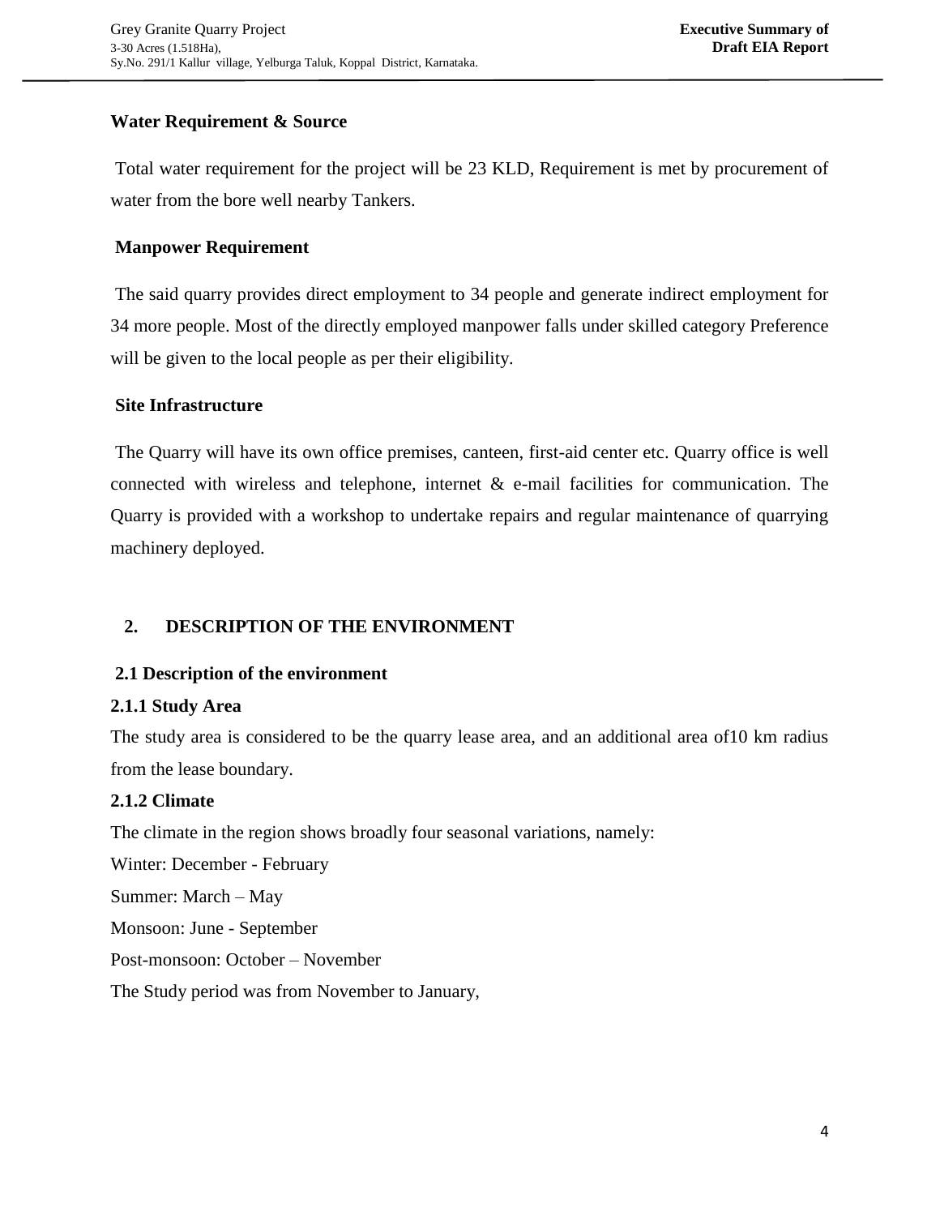### Water Requirement & Source

Total water requirement for the project will be 23 KLD, Requirement is met by procurement of water from the bore well nearby Tankers.

### Manpower Requirement

The said quarry provides direct employment to 34 people and generate indirect employment for 34 more people. Most of the directly employed manpower falls under skilled category Preference will be given to the local people as per their eligibility.

### Site Infrastructure

The Quarry will have its own office premises, canteen, first-aid center etc. Quarry office is well connected with wireless and telephone, internet & e-mail facilities for communication. The Quarry is provided with a workshop to undertake repairs and regular maintenance of quarrying machinery deployed.

## 2. DESCRIPTION OF THE ENVIRONMENT

### 2.1 Description of the environment

#### 2.1.1 Study Area

The study area is considered to be the quarry lease area, and an additional area of10 km radius from the lease boundary.

#### 2.1.2 Climate

The climate in the region shows broadly four seasonal variations, namely:

Winter: December - February

Summer: March – May

Monsoon: June - September

Post-monsoon: October – November

The Study period was from November to January,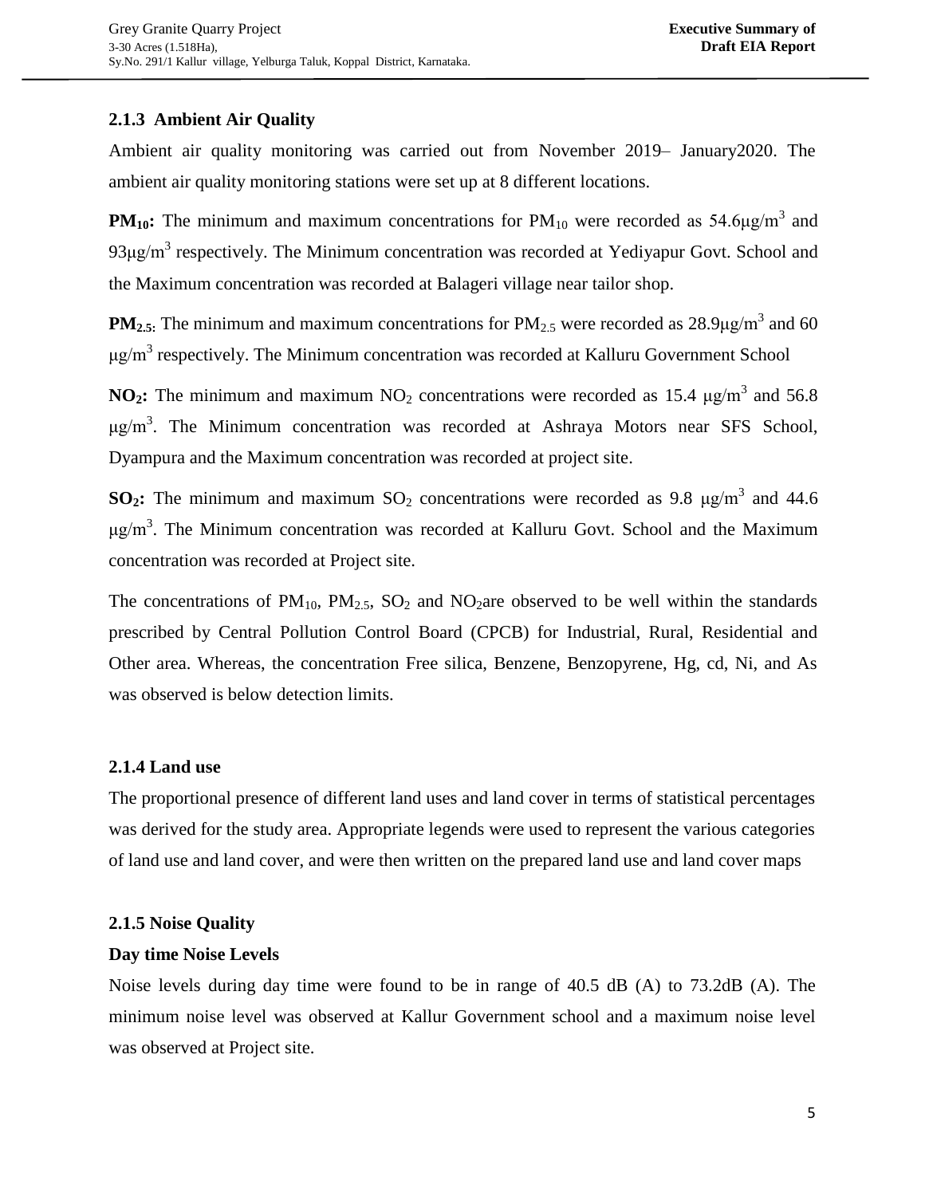### 2.1.3 Ambient Air Quality

Ambient air quality monitoring was carried out from November 2019– January2020. The ambient air quality monitoring stations were set up at 8 different locations.

**$PM_{10}$:** The minimum and maximum concentrations for $PM_{10}$ were recorded as 54.6µg/$m^3$ and 93µg/$m^3$ respectively. The Minimum concentration was recorded at Yediyapur Govt. School and the Maximum concentration was recorded at Balageri village near tailor shop.

**$PM_{2.5}$:** The minimum and maximum concentrations for $PM_{2.5}$ were recorded as 28.9µg/$m^3$ and 60 µg/$m^3$ respectively. The Minimum concentration was recorded at Kalluru Government School

**$NO_2$:** The minimum and maximum $NO_2$ concentrations were recorded as 15.4 µg/$m^3$ and 56.8 µg/$m^3$. The Minimum concentration was recorded at Ashraya Motors near SFS School, Dyampura and the Maximum concentration was recorded at project site.

**$SO_2$:** The minimum and maximum $SO_2$ concentrations were recorded as 9.8 µg/$m^3$ and 44.6 µg/$m^3$. The Minimum concentration was recorded at Kalluru Govt. School and the Maximum concentration was recorded at Project site.

The concentrations of $PM_{10}$, $PM_{2.5}$, $SO_2$ and $NO_2$are observed to be well within the standards prescribed by Central Pollution Control Board (CPCB) for Industrial, Rural, Residential and Other area. Whereas, the concentration Free silica, Benzene, Benzopyrene, Hg, cd, Ni, and As was observed is below detection limits.

### 2.1.4 Land use

The proportional presence of different land uses and land cover in terms of statistical percentages was derived for the study area. Appropriate legends were used to represent the various categories of land use and land cover, and were then written on the prepared land use and land cover maps

### 2.1.5 Noise Quality

**Day time Noise Levels**

Noise levels during day time were found to be in range of 40.5 dB (A) to 73.2dB (A). The minimum noise level was observed at Kallur Government school and a maximum noise level was observed at Project site.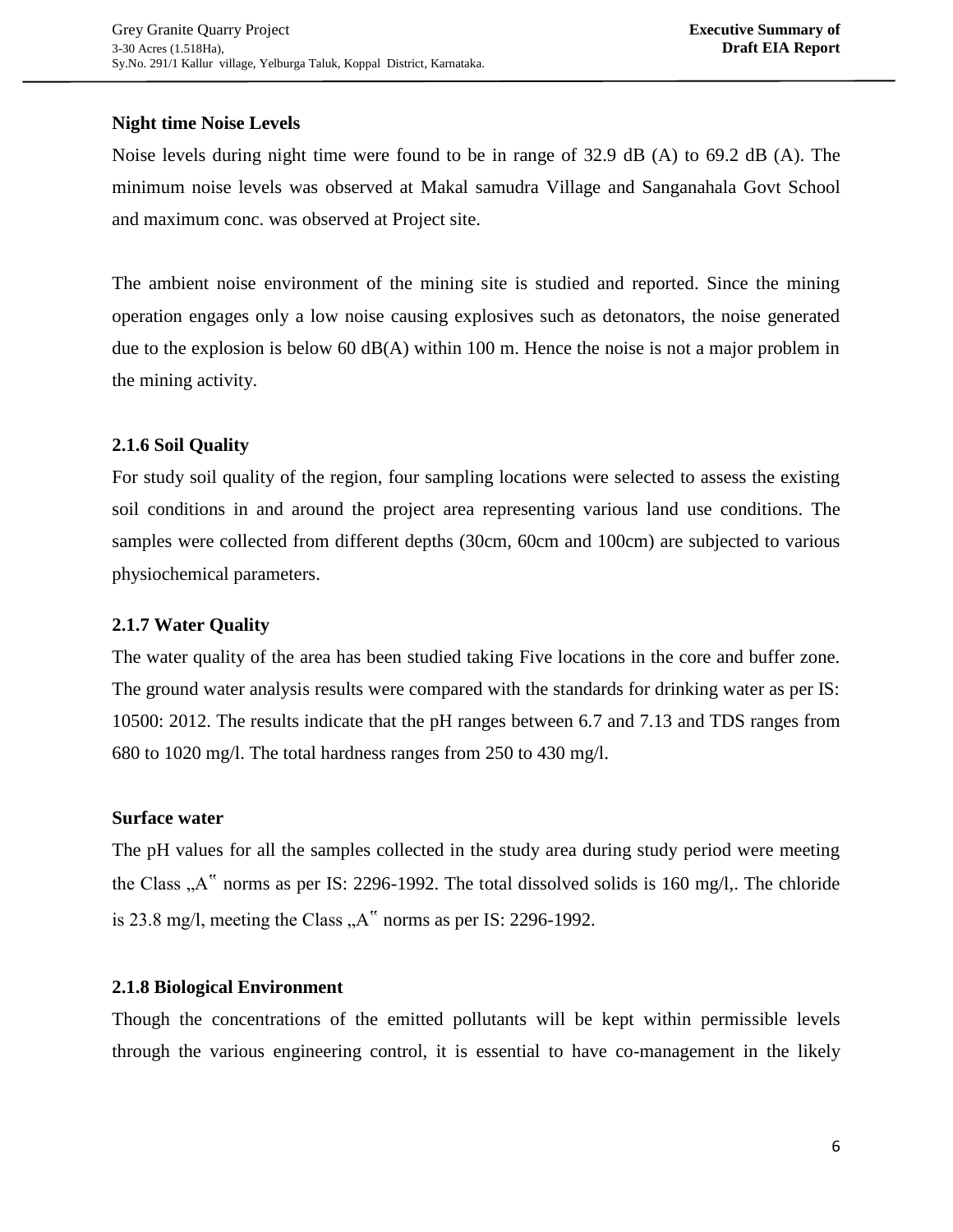**Night time Noise Levels**

Noise levels during night time were found to be in range of 32.9 dB (A) to 69.2 dB (A). The minimum noise levels was observed at Makal samudra Village and Sanganahala Govt School and maximum conc. was observed at Project site.

The ambient noise environment of the mining site is studied and reported. Since the mining operation engages only a low noise causing explosives such as detonators, the noise generated due to the explosion is below 60 dB(A) within 100 m. Hence the noise is not a major problem in the mining activity.

### 2.1.6 Soil Quality

For study soil quality of the region, four sampling locations were selected to assess the existing soil conditions in and around the project area representing various land use conditions. The samples were collected from different depths (30cm, 60cm and 100cm) are subjected to various physiochemical parameters.

### 2.1.7 Water Quality

The water quality of the area has been studied taking Five locations in the core and buffer zone. The ground water analysis results were compared with the standards for drinking water as per IS: 10500: 2012. The results indicate that the pH ranges between 6.7 and 7.13 and TDS ranges from 680 to 1020 mg/l. The total hardness ranges from 250 to 430 mg/l.

**Surface water**

The pH values for all the samples collected in the study area during study period were meeting the Class „A‟ norms as per IS: 2296-1992. The total dissolved solids is 160 mg/l,. The chloride is 23.8 mg/l, meeting the Class „A‟ norms as per IS: 2296-1992.

### 2.1.8 Biological Environment

Though the concentrations of the emitted pollutants will be kept within permissible levels through the various engineering control, it is essential to have co-management in the likely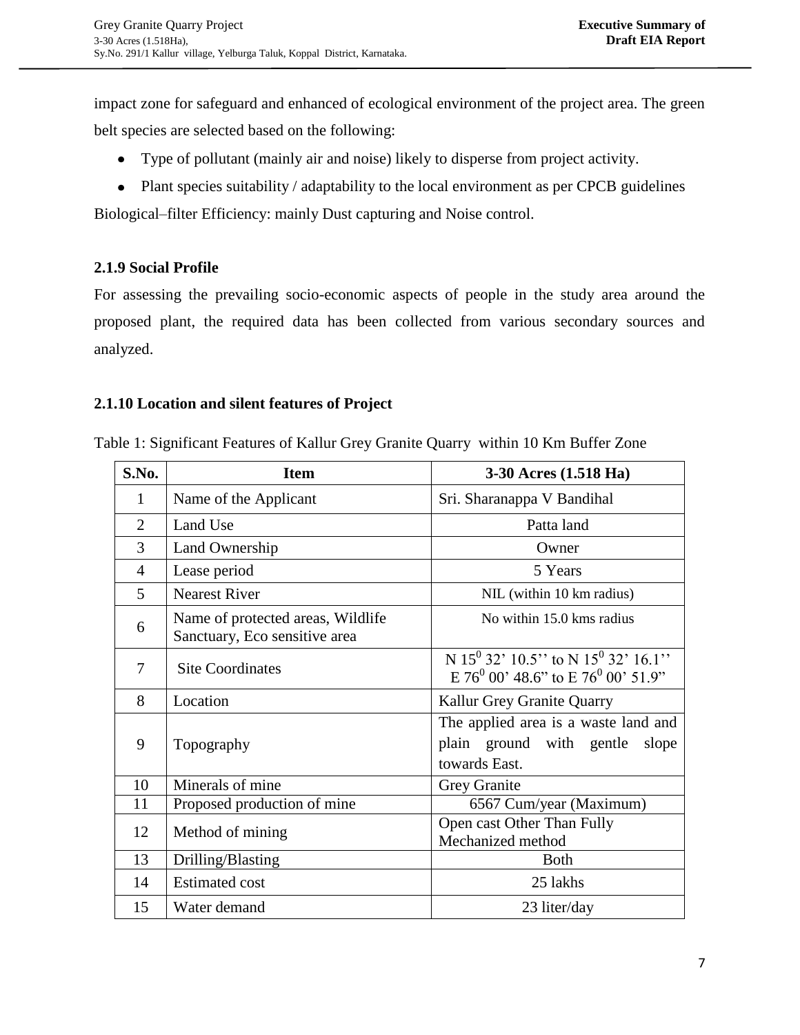impact zone for safeguard and enhanced of ecological environment of the project area. The green belt species are selected based on the following:

- Type of pollutant (mainly air and noise) likely to disperse from project activity.
- Plant species suitability / adaptability to the local environment as per CPCB guidelines

Biological–filter Efficiency: mainly Dust capturing and Noise control.

### 2.1.9 Social Profile

For assessing the prevailing socio-economic aspects of people in the study area around the proposed plant, the required data has been collected from various secondary sources and analyzed.

### 2.1.10 Location and silent features of Project

Table 1: Significant Features of Kallur Grey Granite Quarry within 10 Km Buffer Zone

| S.No. | Item | 3-30 Acres (1.518 Ha) |
|---|---|---|
| 1 | Name of the Applicant | Sri. Sharanappa V Bandihal |
| 2 | Land Use | Patta land |
| 3 | Land Ownership | Owner |
| 4 | Lease period | 5 Years |
| 5 | Nearest River | NIL (within 10 km radius) |
| 6 | Name of protected areas, Wildlife Sanctuary, Eco sensitive area | No within 15.0 kms radius |
| 7 | Site Coordinates | N $15^0$ 32' 10.5'' to N $15^0$ 32' 16.1'' E $76^0$ 00' 48.6" to E $76^0$ 00' 51.9" |
| 8 | Location | Kallur Grey Granite Quarry |
| 9 | Topography | The applied area is a waste land and plain ground with gentle slope towards East. |
| 10 | Minerals of mine | Grey Granite |
| 11 | Proposed production of mine | 6567 Cum/year (Maximum) |
| 12 | Method of mining | Open cast Other Than Fully Mechanized method |
| 13 | Drilling/Blasting | Both |
| 14 | Estimated cost | 25 lakhs |
| 15 | Water demand | 23 liter/day |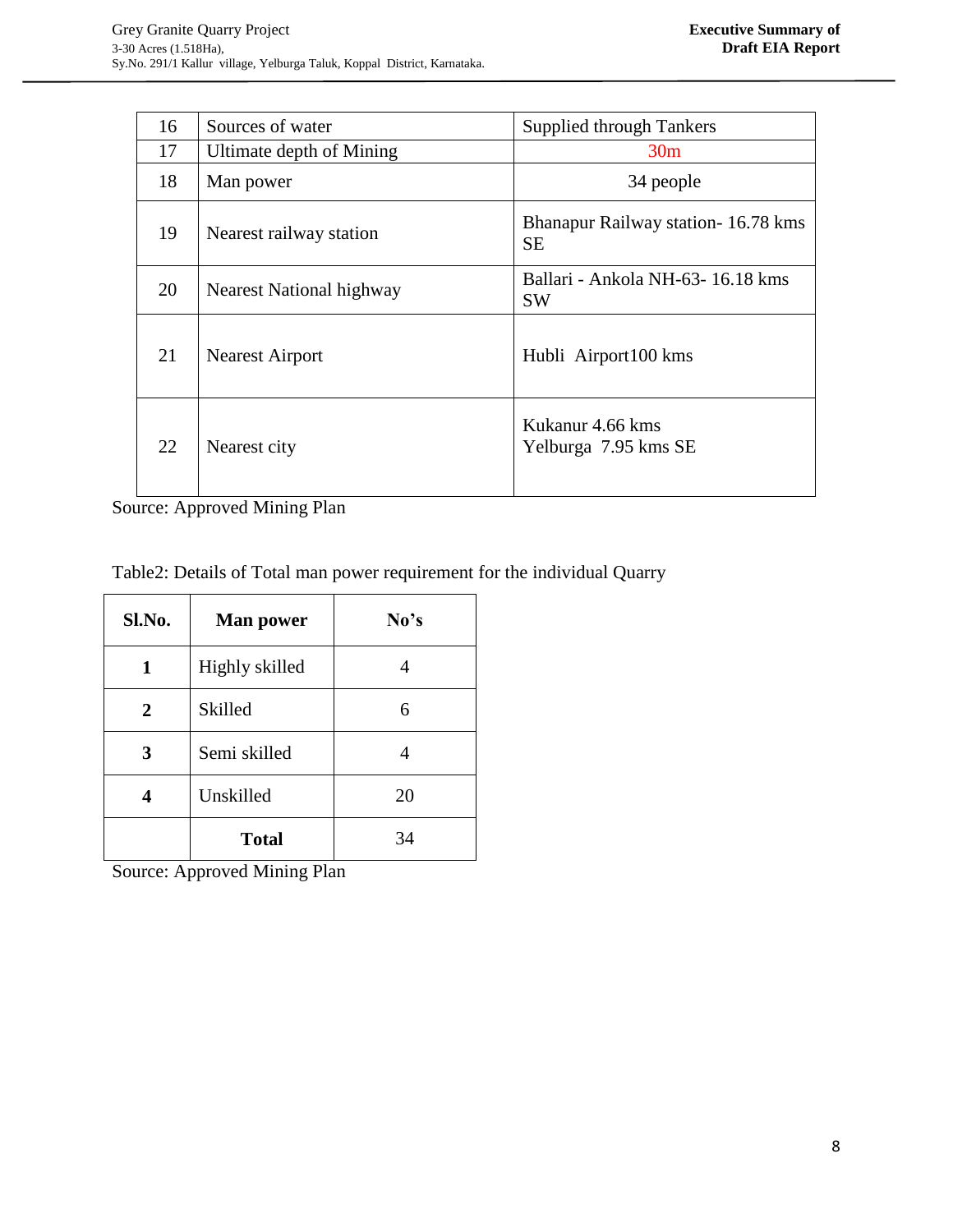| 16 | Sources of water | Supplied through Tankers |
|---|---|---|
| 17 | Ultimate depth of Mining | 30m |
| 18 | Man power | 34 people |
| 19 | Nearest railway station | Bhanapur Railway station- 16.78 kms SE |
| 20 | Nearest National highway | Ballari - Ankola NH-63- 16.18 kms SW |
| 21 | Nearest Airport | Hubli Airport100 kms |
| 22 | Nearest city | Kukanur 4.66 kms<br>Yelburga 7.95 kms SE |

Source: Approved Mining Plan

Table2: Details of Total man power requirement for the individual Quarry

| Sl.No. | Man power | No's |
|---|---|---|
| **1** | Highly skilled | 4 |
| **2** | Skilled | 6 |
| **3** | Semi skilled | 4 |
| **4** | Unskilled | 20 |
| | **Total** | 34 |

Source: Approved Mining Plan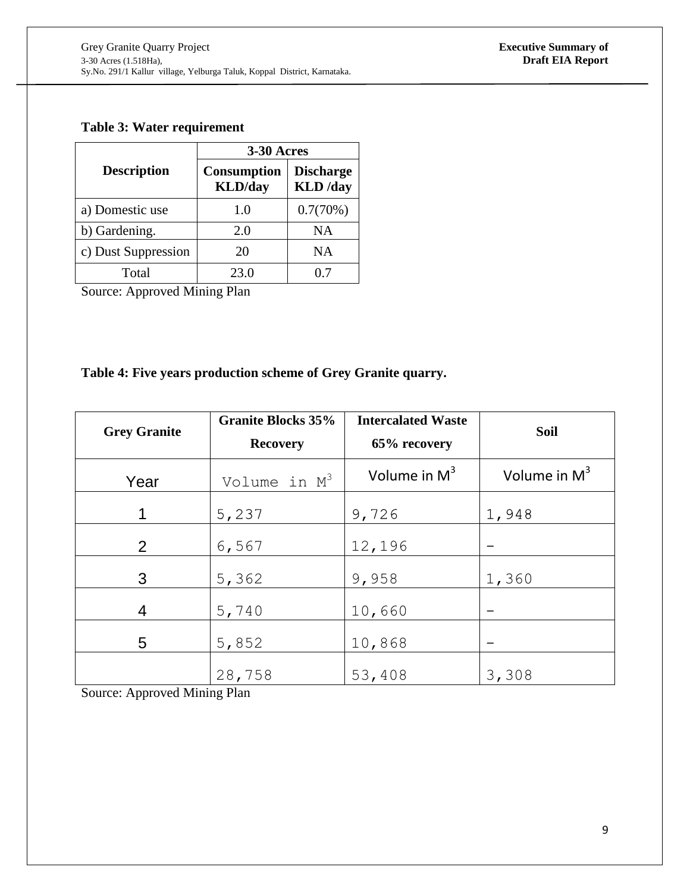**Table 3: Water requirement**

| Description | 3-30 Acres | |
|---|---|---|
| | Consumption KLD/day | Discharge KLD /day |
| a) Domestic use | 1.0 | 0.7(70%) |
| b) Gardening. | 2.0 | NA |
| c) Dust Suppression | 20 | NA |
| Total | 23.0 | 0.7 |

Source: Approved Mining Plan

**Table 4: Five years production scheme of Grey Granite quarry.**

| Grey Granite | Granite Blocks 35% Recovery | Intercalated Waste 65% recovery | Soil |
|---|---|---|---|
| Year | Volume in $M^3$ | Volume in $M^3$ | Volume in $M^3$ |
| 1 | 5,237 | 9,726 | 1,948 |
| 2 | 6,567 | 12,196 | - |
| 3 | 5,362 | 9,958 | 1,360 |
| 4 | 5,740 | 10,660 | - |
| 5 | 5,852 | 10,868 | - |
| | 28,758 | 53,408 | 3,308 |

Source: Approved Mining Plan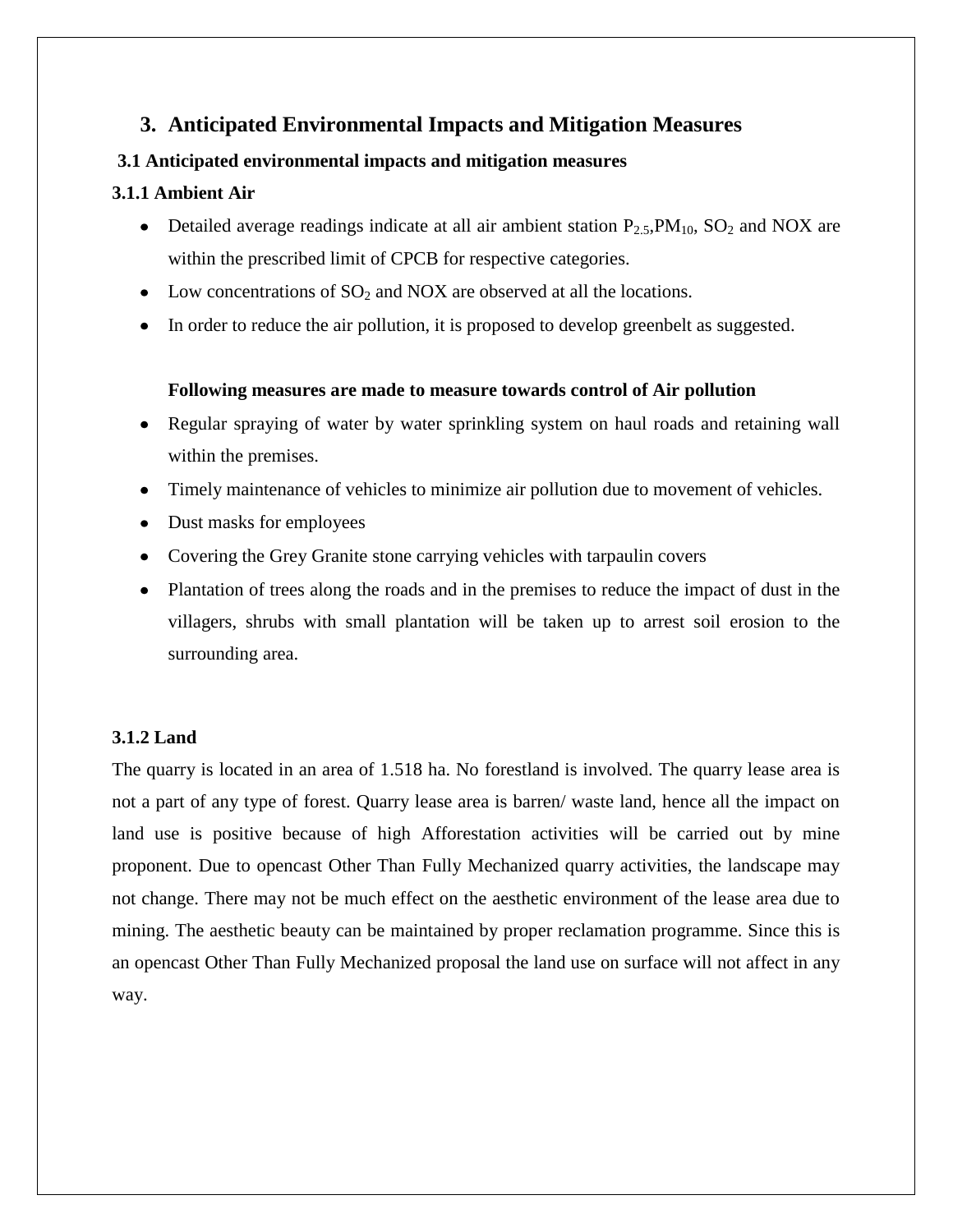## 3. Anticipated Environmental Impacts and Mitigation Measures

### 3.1 Anticipated environmental impacts and mitigation measures

#### 3.1.1 Ambient Air

- Detailed average readings indicate at all air ambient station $P_{2.5}$,$PM_{10}$, $SO_2$ and NOX are within the prescribed limit of CPCB for respective categories.
- Low concentrations of $SO_2$ and NOX are observed at all the locations.
- In order to reduce the air pollution, it is proposed to develop greenbelt as suggested.

**Following measures are made to measure towards control of Air pollution**

- Regular spraying of water by water sprinkling system on haul roads and retaining wall within the premises.
- Timely maintenance of vehicles to minimize air pollution due to movement of vehicles.
- Dust masks for employees
- Covering the Grey Granite stone carrying vehicles with tarpaulin covers
- Plantation of trees along the roads and in the premises to reduce the impact of dust in the villagers, shrubs with small plantation will be taken up to arrest soil erosion to the surrounding area.

#### 3.1.2 Land

The quarry is located in an area of 1.518 ha. No forestland is involved. The quarry lease area is not a part of any type of forest. Quarry lease area is barren/ waste land, hence all the impact on land use is positive because of high Afforestation activities will be carried out by mine proponent. Due to opencast Other Than Fully Mechanized quarry activities, the landscape may not change. There may not be much effect on the aesthetic environment of the lease area due to mining. The aesthetic beauty can be maintained by proper reclamation programme. Since this is an opencast Other Than Fully Mechanized proposal the land use on surface will not affect in any way.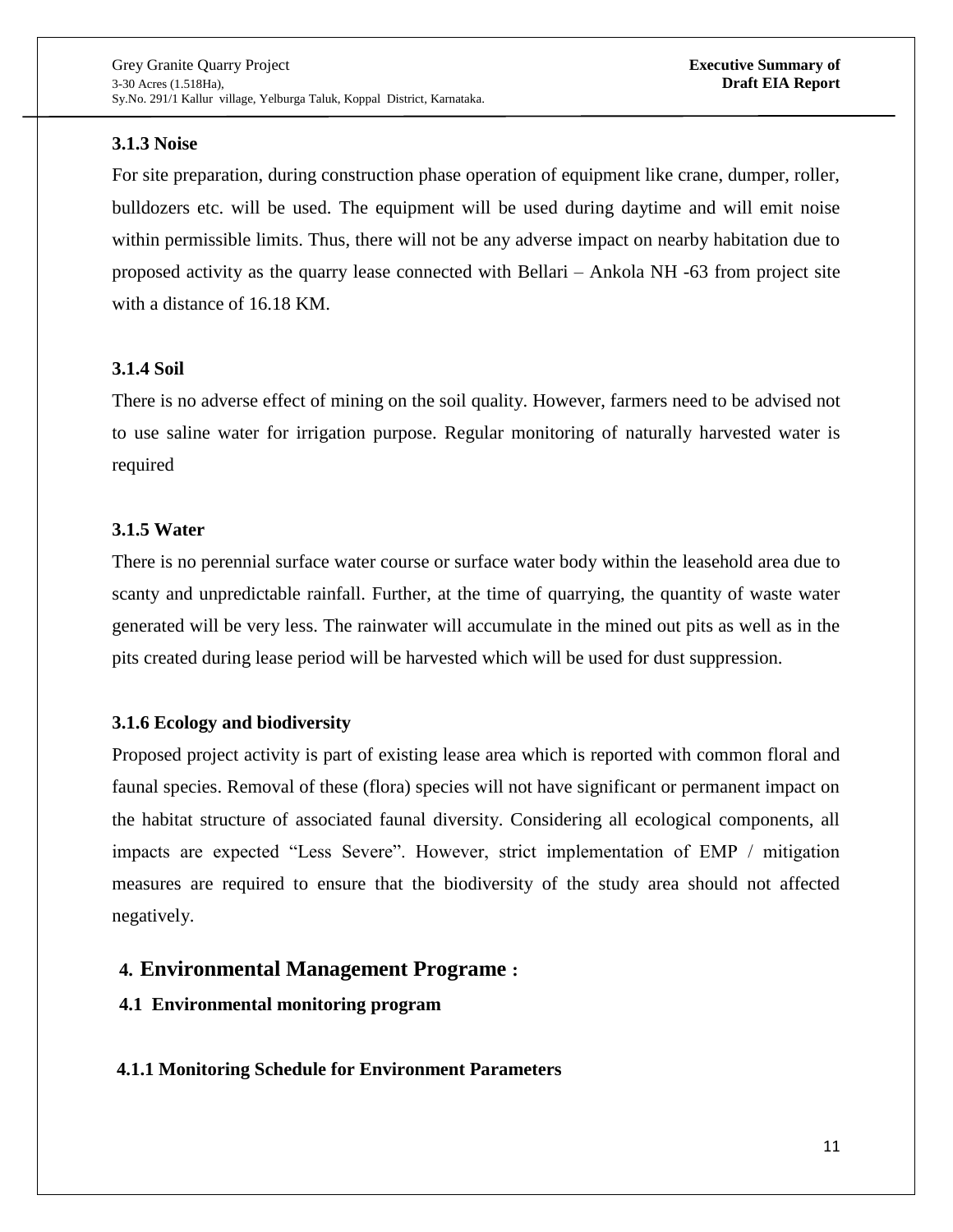### 3.1.3 Noise

For site preparation, during construction phase operation of equipment like crane, dumper, roller, bulldozers etc. will be used. The equipment will be used during daytime and will emit noise within permissible limits. Thus, there will not be any adverse impact on nearby habitation due to proposed activity as the quarry lease connected with Bellari – Ankola NH -63 from project site with a distance of 16.18 KM.

### 3.1.4 Soil

There is no adverse effect of mining on the soil quality. However, farmers need to be advised not to use saline water for irrigation purpose. Regular monitoring of naturally harvested water is required

### 3.1.5 Water

There is no perennial surface water course or surface water body within the leasehold area due to scanty and unpredictable rainfall. Further, at the time of quarrying, the quantity of waste water generated will be very less. The rainwater will accumulate in the mined out pits as well as in the pits created during lease period will be harvested which will be used for dust suppression.

### 3.1.6 Ecology and biodiversity

Proposed project activity is part of existing lease area which is reported with common floral and faunal species. Removal of these (flora) species will not have significant or permanent impact on the habitat structure of associated faunal diversity. Considering all ecological components, all impacts are expected "Less Severe". However, strict implementation of EMP / mitigation measures are required to ensure that the biodiversity of the study area should not affected negatively.

## 4. Environmental Management Programe :

### 4.1 Environmental monitoring program

#### 4.1.1 Monitoring Schedule for Environment Parameters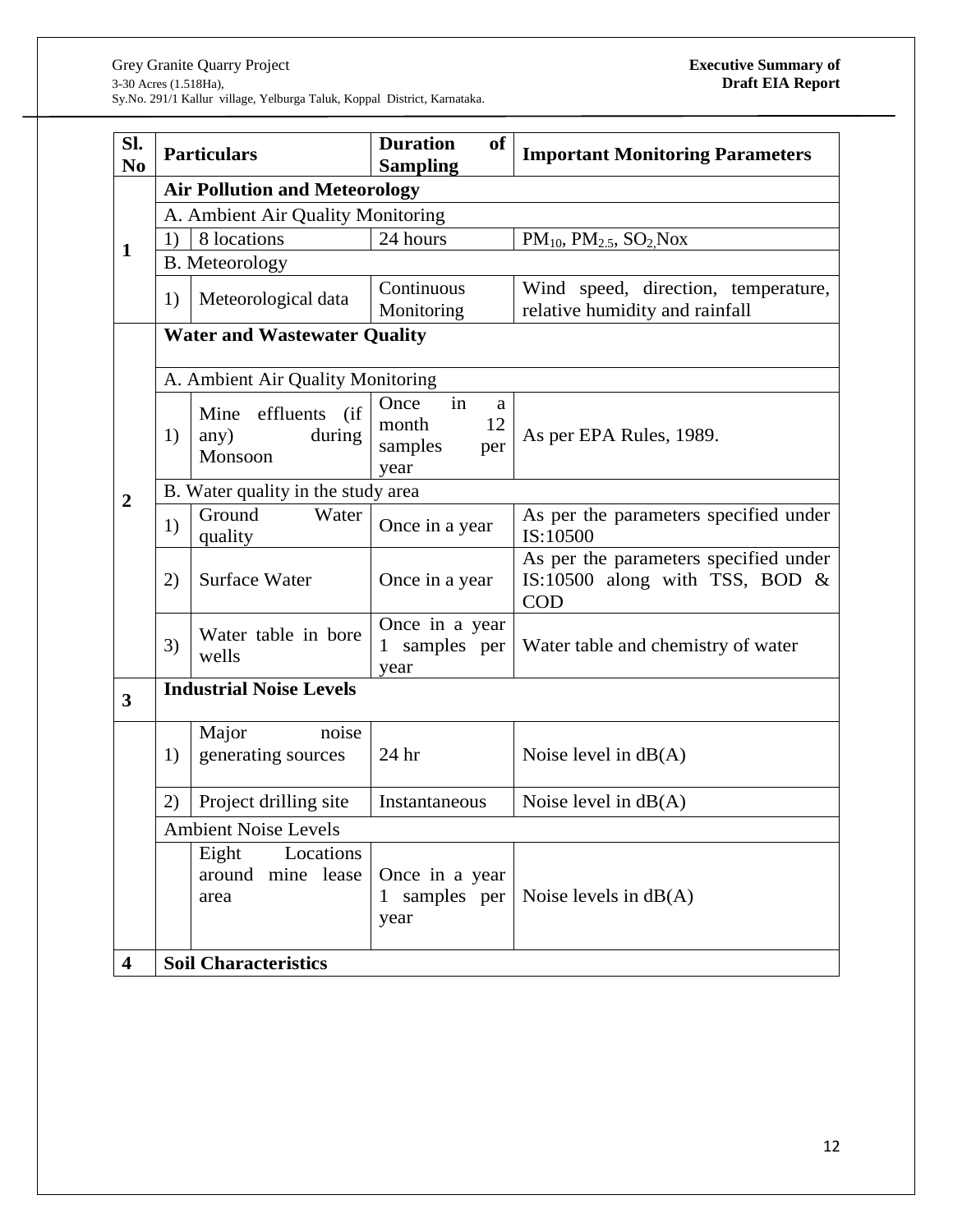| Sl. No | Particulars | | Duration of Sampling | Important Monitoring Parameters |
|---|---|---|---|---|
| 1 | **Air Pollution and Meteorology** | | | |
| | A. Ambient Air Quality Monitoring | | | |
| | 1) | 8 locations | 24 hours | $PM_{10}$, $PM_{2.5}$, $SO_2$,Nox |
| | B. Meteorology | | | |
| | 1) | Meteorological data | Continuous Monitoring | Wind speed, direction, temperature, relative humidity and rainfall |
| 2 | **Water and Wastewater Quality** | | | |
| | A. Ambient Air Quality Monitoring | | | |
| | 1) | Mine effluents (if any) during Monsoon | Once in a month 12 samples per year | As per EPA Rules, 1989. |
| | B. Water quality in the study area | | | |
| | 1) | Ground Water quality | Once in a year | As per the parameters specified under IS:10500 |
| | 2) | Surface Water | Once in a year | As per the parameters specified under IS:10500 along with TSS, BOD & COD |
| | 3) | Water table in bore wells | Once in a year 1 samples per year | Water table and chemistry of water |
| 3 | **Industrial Noise Levels** | | | |
| | 1) | Major noise generating sources | 24 hr | Noise level in dB(A) |
| | 2) | Project drilling site | Instantaneous | Noise level in dB(A) |
| | Ambient Noise Levels | | | |
| | | Eight Locations around mine lease area | Once in a year 1 samples per year | Noise levels in dB(A) |
| 4 | **Soil Characteristics** | | | |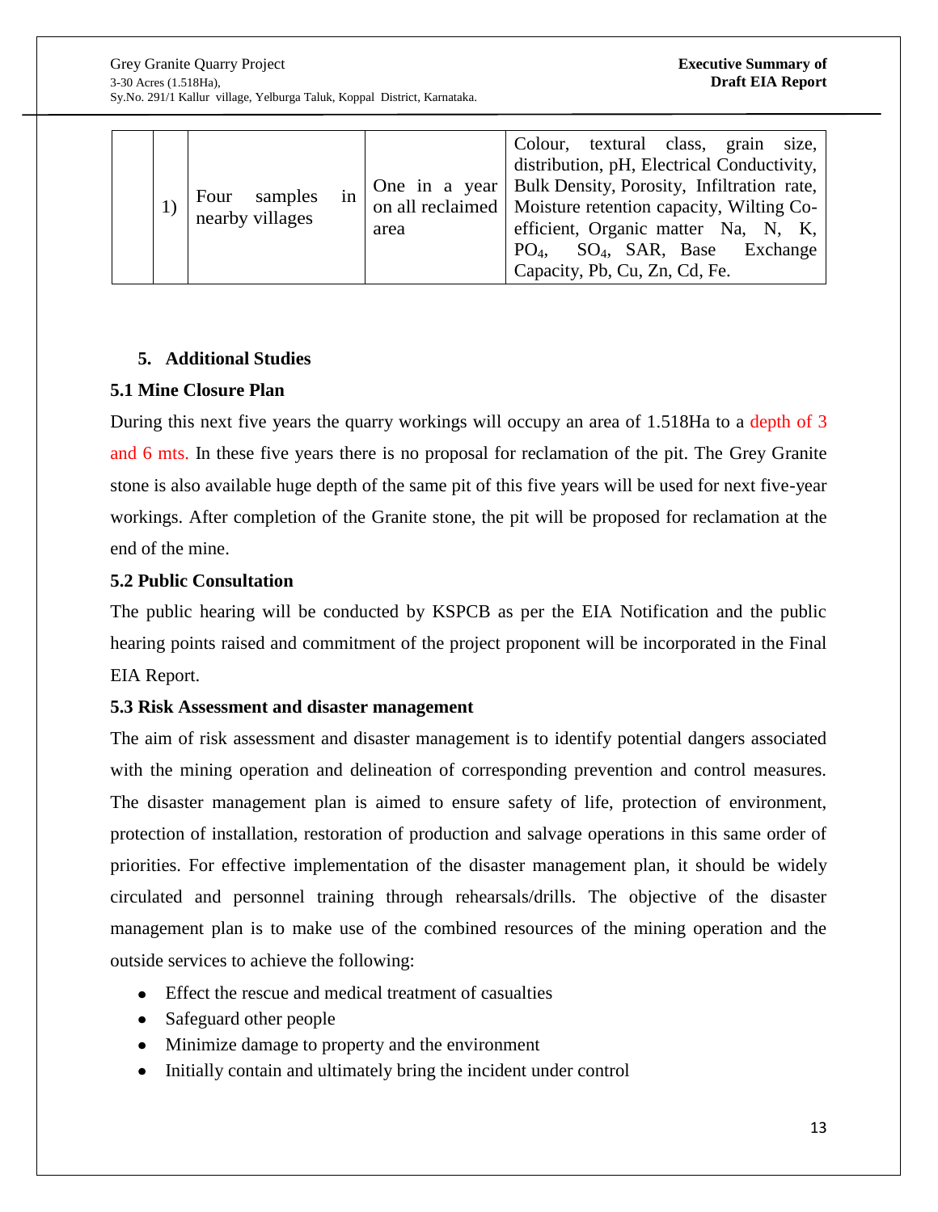|  | 1) | Four samples in nearby villages | One in a year on all reclaimed area | Colour, textural class, grain size, distribution, pH, Electrical Conductivity, Bulk Density, Porosity, Infiltration rate, Moisture retention capacity, Wilting Co-efficient, Organic matter Na, N, K, $PO_4$, $SO_4$, SAR, Base Exchange Capacity, Pb, Cu, Zn, Cd, Fe. |
|---|---|---|---|---|

## 5. Additional Studies

### 5.1 Mine Closure Plan

During this next five years the quarry workings will occupy an area of 1.518Ha to a depth of 3 and 6 mts. In these five years there is no proposal for reclamation of the pit. The Grey Granite stone is also available huge depth of the same pit of this five years will be used for next five-year workings. After completion of the Granite stone, the pit will be proposed for reclamation at the end of the mine.

### 5.2 Public Consultation

The public hearing will be conducted by KSPCB as per the EIA Notification and the public hearing points raised and commitment of the project proponent will be incorporated in the Final EIA Report.

### 5.3 Risk Assessment and disaster management

The aim of risk assessment and disaster management is to identify potential dangers associated with the mining operation and delineation of corresponding prevention and control measures. The disaster management plan is aimed to ensure safety of life, protection of environment, protection of installation, restoration of production and salvage operations in this same order of priorities. For effective implementation of the disaster management plan, it should be widely circulated and personnel training through rehearsals/drills. The objective of the disaster management plan is to make use of the combined resources of the mining operation and the outside services to achieve the following:

- Effect the rescue and medical treatment of casualties
- Safeguard other people
- Minimize damage to property and the environment
- Initially contain and ultimately bring the incident under control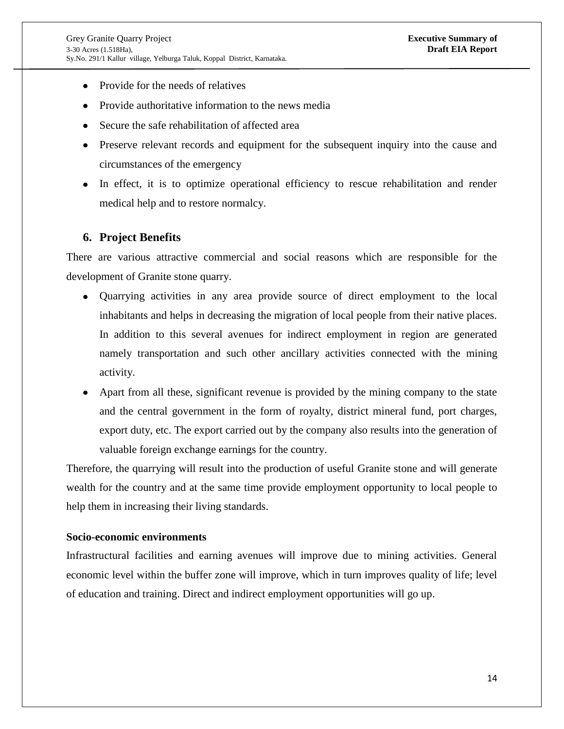- Provide for the needs of relatives
- Provide authoritative information to the news media
- Secure the safe rehabilitation of affected area
- Preserve relevant records and equipment for the subsequent inquiry into the cause and circumstances of the emergency
- In effect, it is to optimize operational efficiency to rescue rehabilitation and render medical help and to restore normalcy.

## 6. Project Benefits

There are various attractive commercial and social reasons which are responsible for the development of Granite stone quarry.

- Quarrying activities in any area provide source of direct employment to the local inhabitants and helps in decreasing the migration of local people from their native places. In addition to this several avenues for indirect employment in region are generated namely transportation and such other ancillary activities connected with the mining activity.
- Apart from all these, significant revenue is provided by the mining company to the state and the central government in the form of royalty, district mineral fund, port charges, export duty, etc. The export carried out by the company also results into the generation of valuable foreign exchange earnings for the country.

Therefore, the quarrying will result into the production of useful Granite stone and will generate wealth for the country and at the same time provide employment opportunity to local people to help them in increasing their living standards.

**Socio-economic environments**

Infrastructural facilities and earning avenues will improve due to mining activities. General economic level within the buffer zone will improve, which in turn improves quality of life; level of education and training. Direct and indirect employment opportunities will go up.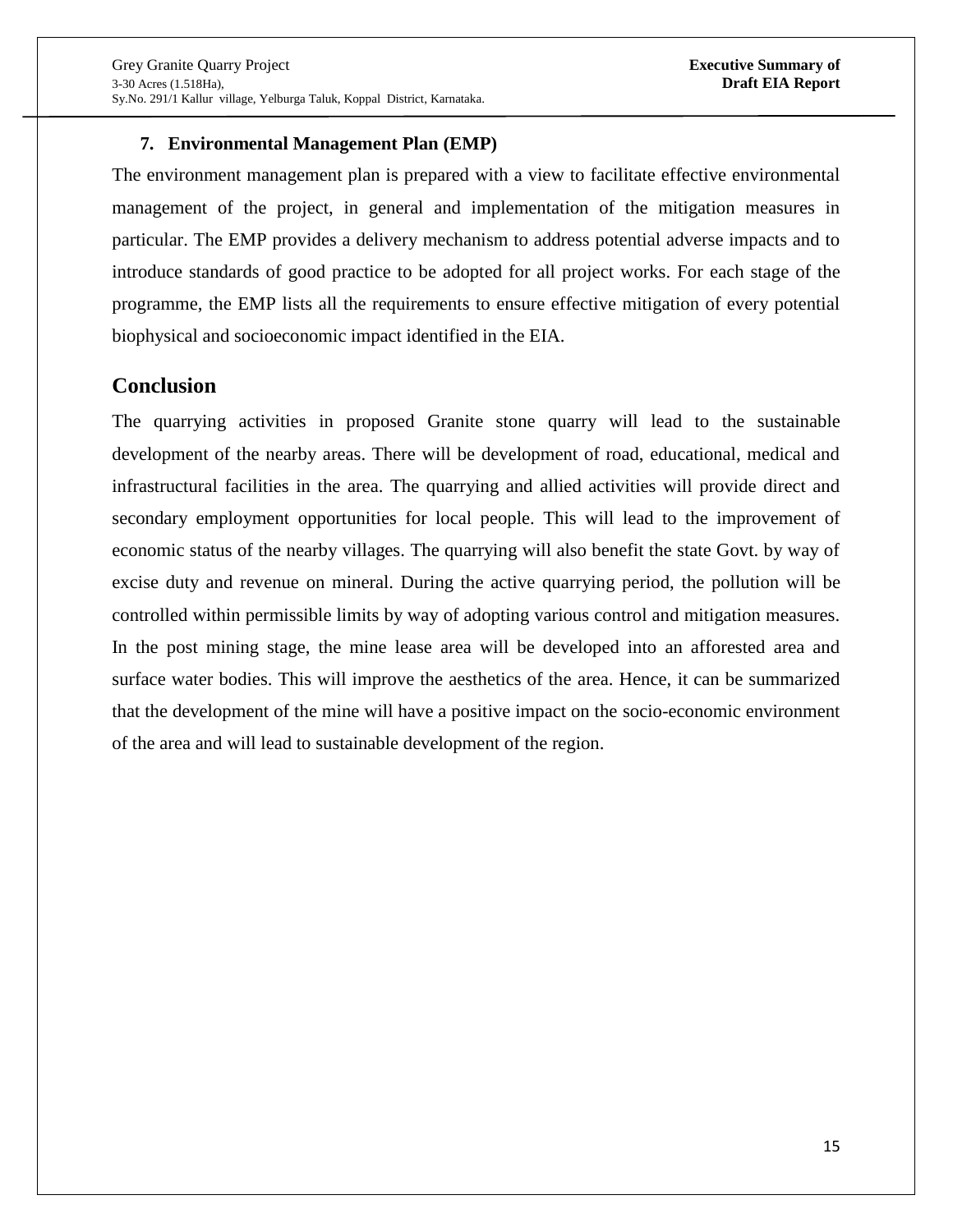## 7. Environmental Management Plan (EMP)

The environment management plan is prepared with a view to facilitate effective environmental management of the project, in general and implementation of the mitigation measures in particular. The EMP provides a delivery mechanism to address potential adverse impacts and to introduce standards of good practice to be adopted for all project works. For each stage of the programme, the EMP lists all the requirements to ensure effective mitigation of every potential biophysical and socioeconomic impact identified in the EIA.

## Conclusion

The quarrying activities in proposed Granite stone quarry will lead to the sustainable development of the nearby areas. There will be development of road, educational, medical and infrastructural facilities in the area. The quarrying and allied activities will provide direct and secondary employment opportunities for local people. This will lead to the improvement of economic status of the nearby villages. The quarrying will also benefit the state Govt. by way of excise duty and revenue on mineral. During the active quarrying period, the pollution will be controlled within permissible limits by way of adopting various control and mitigation measures. In the post mining stage, the mine lease area will be developed into an afforested area and surface water bodies. This will improve the aesthetics of the area. Hence, it can be summarized that the development of the mine will have a positive impact on the socio-economic environment of the area and will lead to sustainable development of the region.